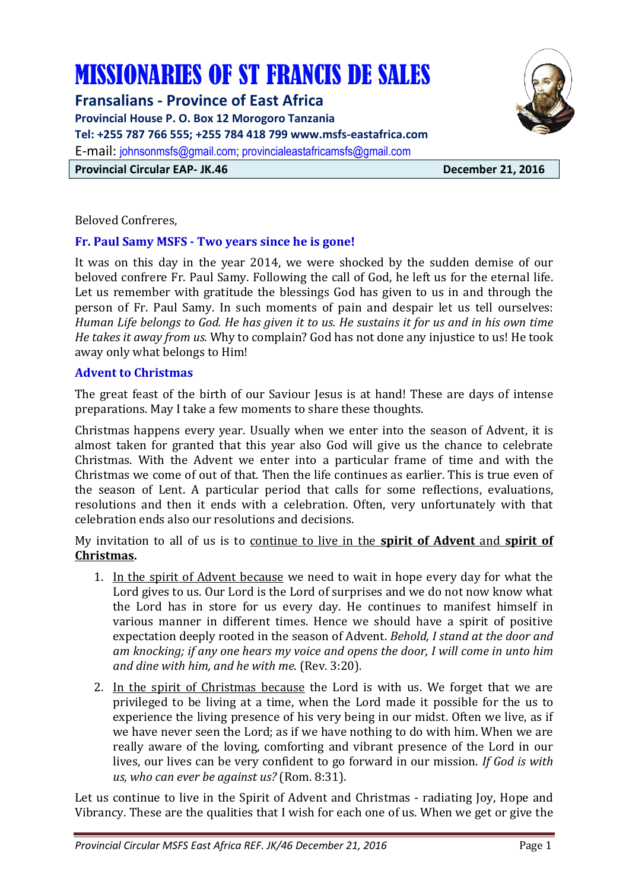# MISSIONARIES OF ST FRANCIS DE SALES

## Fransalians - Province of East Africa

**Provincial House P. O. Box 12 Morogoro Tanzania**
**Tel: +255 787 766 555; +255 784 418 799 www.msfs-eastafrica.com**
E-mail: johnsonmsfs@gmail.com; provincialeastafricamsfs@gmail.com

**Provincial Circular EAP- JK.46** **December 21, 2016**

Beloved Confreres,

### Fr. Paul Samy MSFS - Two years since he is gone!

It was on this day in the year 2014, we were shocked by the sudden demise of our beloved confrere Fr. Paul Samy. Following the call of God, he left us for the eternal life. Let us remember with gratitude the blessings God has given to us in and through the person of Fr. Paul Samy. In such moments of pain and despair let us tell ourselves: *Human Life belongs to God. He has given it to us. He sustains it for us and in his own time He takes it away from us.* Why to complain? God has not done any injustice to us! He took away only what belongs to Him!

### Advent to Christmas

The great feast of the birth of our Saviour Jesus is at hand! These are days of intense preparations. May I take a few moments to share these thoughts.

Christmas happens every year. Usually when we enter into the season of Advent, it is almost taken for granted that this year also God will give us the chance to celebrate Christmas. With the Advent we enter into a particular frame of time and with the Christmas we come of out of that. Then the life continues as earlier. This is true even of the season of Lent. A particular period that calls for some reflections, evaluations, resolutions and then it ends with a celebration. Often, very unfortunately with that celebration ends also our resolutions and decisions.

My invitation to all of us is to <u>continue to live in the **spirit of Advent** and **spirit of Christmas**</u>**.**

1. <u>In the spirit of Advent because</u> we need to wait in hope every day for what the Lord gives to us. Our Lord is the Lord of surprises and we do not now know what the Lord has in store for us every day. He continues to manifest himself in various manner in different times. Hence we should have a spirit of positive expectation deeply rooted in the season of Advent. *Behold, I stand at the door and am knocking; if any one hears my voice and opens the door, I will come in unto him and dine with him, and he with me*. (Rev. 3:20).
2. <u>In the spirit of Christmas because</u> the Lord is with us. We forget that we are privileged to be living at a time, when the Lord made it possible for the us to experience the living presence of his very being in our midst. Often we live, as if we have never seen the Lord; as if we have nothing to do with him. When we are really aware of the loving, comforting and vibrant presence of the Lord in our lives, our lives can be very confident to go forward in our mission. *If God is with us, who can ever be against us?* (Rom. 8:31).

Let us continue to live in the Spirit of Advent and Christmas - radiating Joy, Hope and Vibrancy. These are the qualities that I wish for each one of us. When we get or give the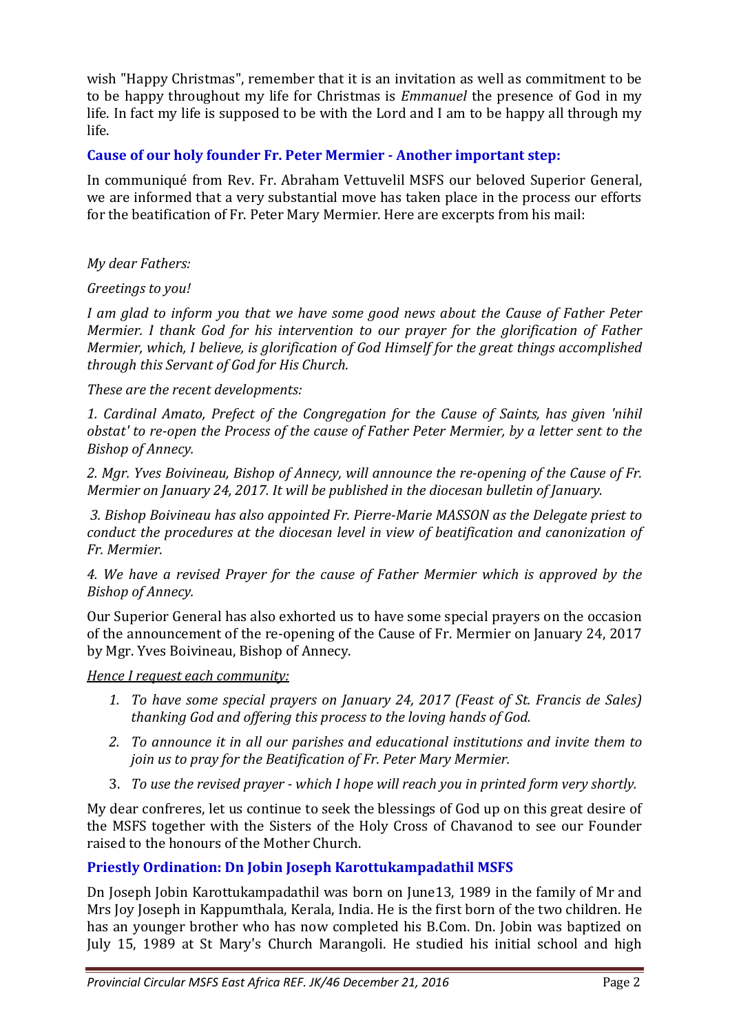wish "Happy Christmas", remember that it is an invitation as well as commitment to be to be happy throughout my life for Christmas is *Emmanuel* the presence of God in my life. In fact my life is supposed to be with the Lord and I am to be happy all through my life.

### Cause of our holy founder Fr. Peter Mermier - Another important step:

In communiqué from Rev. Fr. Abraham Vettuvelil MSFS our beloved Superior General, we are informed that a very substantial move has taken place in the process our efforts for the beatification of Fr. Peter Mary Mermier. Here are excerpts from his mail:

*My dear Fathers:*

*Greetings to you!*

*I am glad to inform you that we have some good news about the Cause of Father Peter Mermier. I thank God for his intervention to our prayer for the glorification of Father Mermier, which, I believe, is glorification of God Himself for the great things accomplished through this Servant of God for His Church.*

*These are the recent developments:*

*1. Cardinal Amato, Prefect of the Congregation for the Cause of Saints, has given 'nihil obstat' to re-open the Process of the cause of Father Peter Mermier, by a letter sent to the Bishop of Annecy.*

*2. Mgr. Yves Boivineau, Bishop of Annecy, will announce the re-opening of the Cause of Fr. Mermier on January 24, 2017. It will be published in the diocesan bulletin of January.*

*3. Bishop Boivineau has also appointed Fr. Pierre-Marie MASSON as the Delegate priest to conduct the procedures at the diocesan level in view of beatification and canonization of Fr. Mermier.*

*4. We have a revised Prayer for the cause of Father Mermier which is approved by the Bishop of Annecy.*

Our Superior General has also exhorted us to have some special prayers on the occasion of the announcement of the re-opening of the Cause of Fr. Mermier on January 24, 2017 by Mgr. Yves Boivineau, Bishop of Annecy.

<u>*Hence I request each community:*</u>

1. *To have some special prayers on January 24, 2017 (Feast of St. Francis de Sales) thanking God and offering this process to the loving hands of God.*
2. *To announce it in all our parishes and educational institutions and invite them to join us to pray for the Beatification of Fr. Peter Mary Mermier.*
3. *To use the revised prayer - which I hope will reach you in printed form very shortly.*

My dear confreres, let us continue to seek the blessings of God up on this great desire of the MSFS together with the Sisters of the Holy Cross of Chavanod to see our Founder raised to the honours of the Mother Church.

### Priestly Ordination: Dn Jobin Joseph Karottukampadathil MSFS

Dn Joseph Jobin Karottukampadathil was born on June13, 1989 in the family of Mr and Mrs Joy Joseph in Kappumthala, Kerala, India. He is the first born of the two children. He has an younger brother who has now completed his B.Com. Dn. Jobin was baptized on July 15, 1989 at St Mary's Church Marangoli. He studied his initial school and high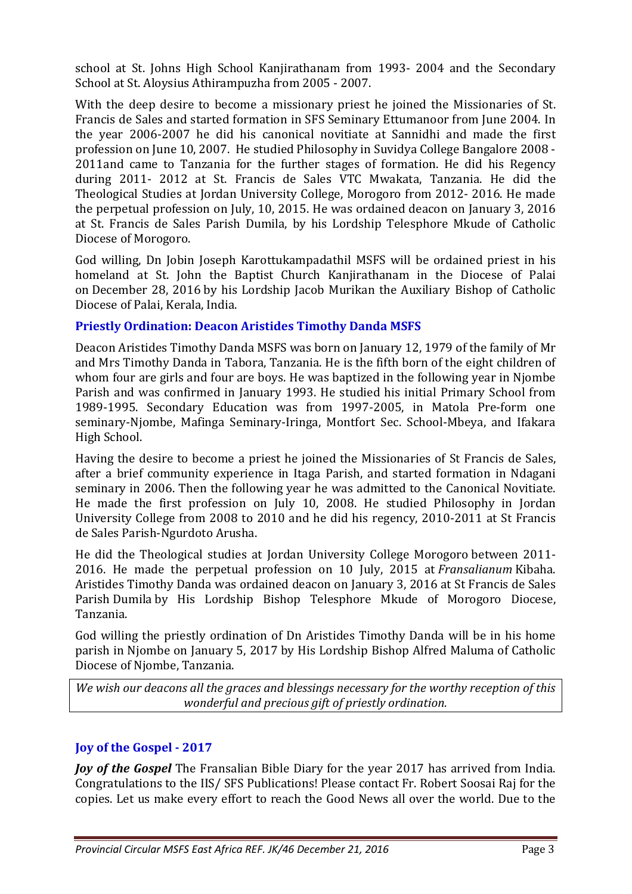school at St. Johns High School Kanjirathanam from 1993- 2004 and the Secondary School at St. Aloysius Athirampuzha from 2005 - 2007.

With the deep desire to become a missionary priest he joined the Missionaries of St. Francis de Sales and started formation in SFS Seminary Ettumanoor from June 2004. In the year 2006-2007 he did his canonical novitiate at Sannidhi and made the first profession on June 10, 2007. He studied Philosophy in Suvidya College Bangalore 2008 - 2011and came to Tanzania for the further stages of formation. He did his Regency during 2011- 2012 at St. Francis de Sales VTC Mwakata, Tanzania. He did the Theological Studies at Jordan University College, Morogoro from 2012- 2016. He made the perpetual profession on July, 10, 2015. He was ordained deacon on January 3, 2016 at St. Francis de Sales Parish Dumila, by his Lordship Telesphore Mkude of Catholic Diocese of Morogoro.

God willing, Dn Jobin Joseph Karottukampadathil MSFS will be ordained priest in his homeland at St. John the Baptist Church Kanjirathanam in the Diocese of Palai on December 28, 2016 by his Lordship Jacob Murikan the Auxiliary Bishop of Catholic Diocese of Palai, Kerala, India.

### Priestly Ordination: Deacon Aristides Timothy Danda MSFS

Deacon Aristides Timothy Danda MSFS was born on January 12, 1979 of the family of Mr and Mrs Timothy Danda in Tabora, Tanzania. He is the fifth born of the eight children of whom four are girls and four are boys. He was baptized in the following year in Njombe Parish and was confirmed in January 1993. He studied his initial Primary School from 1989-1995. Secondary Education was from 1997-2005, in Matola Pre-form one seminary-Njombe, Mafinga Seminary-Iringa, Montfort Sec. School-Mbeya, and Ifakara High School.

Having the desire to become a priest he joined the Missionaries of St Francis de Sales, after a brief community experience in Itaga Parish, and started formation in Ndagani seminary in 2006. Then the following year he was admitted to the Canonical Novitiate. He made the first profession on July 10, 2008. He studied Philosophy in Jordan University College from 2008 to 2010 and he did his regency, 2010-2011 at St Francis de Sales Parish-Ngurdoto Arusha.

He did the Theological studies at Jordan University College Morogoro between 2011-2016. He made the perpetual profession on 10 July, 2015 at *Fransalianum* Kibaha. Aristides Timothy Danda was ordained deacon on January 3, 2016 at St Francis de Sales Parish Dumila by His Lordship Bishop Telesphore Mkude of Morogoro Diocese, Tanzania.

God willing the priestly ordination of Dn Aristides Timothy Danda will be in his home parish in Njombe on January 5, 2017 by His Lordship Bishop Alfred Maluma of Catholic Diocese of Njombe, Tanzania.

*We wish our deacons all the graces and blessings necessary for the worthy reception of this wonderful and precious gift of priestly ordination.*

### Joy of the Gospel - 2017

***Joy of the Gospel*** The Fransalian Bible Diary for the year 2017 has arrived from India. Congratulations to the IIS/ SFS Publications! Please contact Fr. Robert Soosai Raj for the copies. Let us make every effort to reach the Good News all over the world. Due to the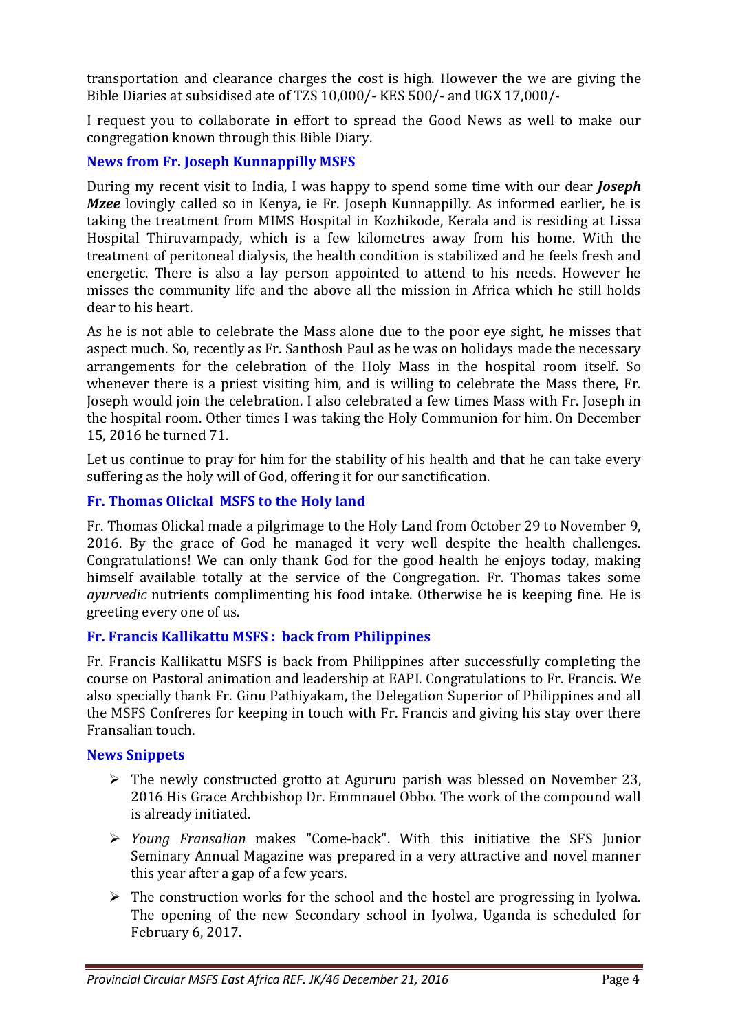transportation and clearance charges the cost is high. However the we are giving the Bible Diaries at subsidised ate of TZS 10,000/- KES 500/- and UGX 17,000/-

I request you to collaborate in effort to spread the Good News as well to make our congregation known through this Bible Diary.

### News from Fr. Joseph Kunnappilly MSFS

During my recent visit to India, I was happy to spend some time with our dear ***Joseph Mzee*** lovingly called so in Kenya, ie Fr. Joseph Kunnappilly. As informed earlier, he is taking the treatment from MIMS Hospital in Kozhikode, Kerala and is residing at Lissa Hospital Thiruvampady, which is a few kilometres away from his home. With the treatment of peritoneal dialysis, the health condition is stabilized and he feels fresh and energetic. There is also a lay person appointed to attend to his needs. However he misses the community life and the above all the mission in Africa which he still holds dear to his heart.

As he is not able to celebrate the Mass alone due to the poor eye sight, he misses that aspect much. So, recently as Fr. Santhosh Paul as he was on holidays made the necessary arrangements for the celebration of the Holy Mass in the hospital room itself. So whenever there is a priest visiting him, and is willing to celebrate the Mass there, Fr. Joseph would join the celebration. I also celebrated a few times Mass with Fr. Joseph in the hospital room. Other times I was taking the Holy Communion for him. On December 15, 2016 he turned 71.

Let us continue to pray for him for the stability of his health and that he can take every suffering as the holy will of God, offering it for our sanctification.

### Fr. Thomas Olickal MSFS to the Holy land

Fr. Thomas Olickal made a pilgrimage to the Holy Land from October 29 to November 9, 2016. By the grace of God he managed it very well despite the health challenges. Congratulations! We can only thank God for the good health he enjoys today, making himself available totally at the service of the Congregation. Fr. Thomas takes some *ayurvedic* nutrients complimenting his food intake. Otherwise he is keeping fine. He is greeting every one of us.

### Fr. Francis Kallikattu MSFS : back from Philippines

Fr. Francis Kallikattu MSFS is back from Philippines after successfully completing the course on Pastoral animation and leadership at EAPI. Congratulations to Fr. Francis. We also specially thank Fr. Ginu Pathiyakam, the Delegation Superior of Philippines and all the MSFS Confreres for keeping in touch with Fr. Francis and giving his stay over there Fransalian touch.

### News Snippets

- The newly constructed grotto at Agururu parish was blessed on November 23, 2016 His Grace Archbishop Dr. Emmnauel Obbo. The work of the compound wall is already initiated.
- *Young Fransalian* makes "Come-back". With this initiative the SFS Junior Seminary Annual Magazine was prepared in a very attractive and novel manner this year after a gap of a few years.
- The construction works for the school and the hostel are progressing in Iyolwa. The opening of the new Secondary school in Iyolwa, Uganda is scheduled for February 6, 2017.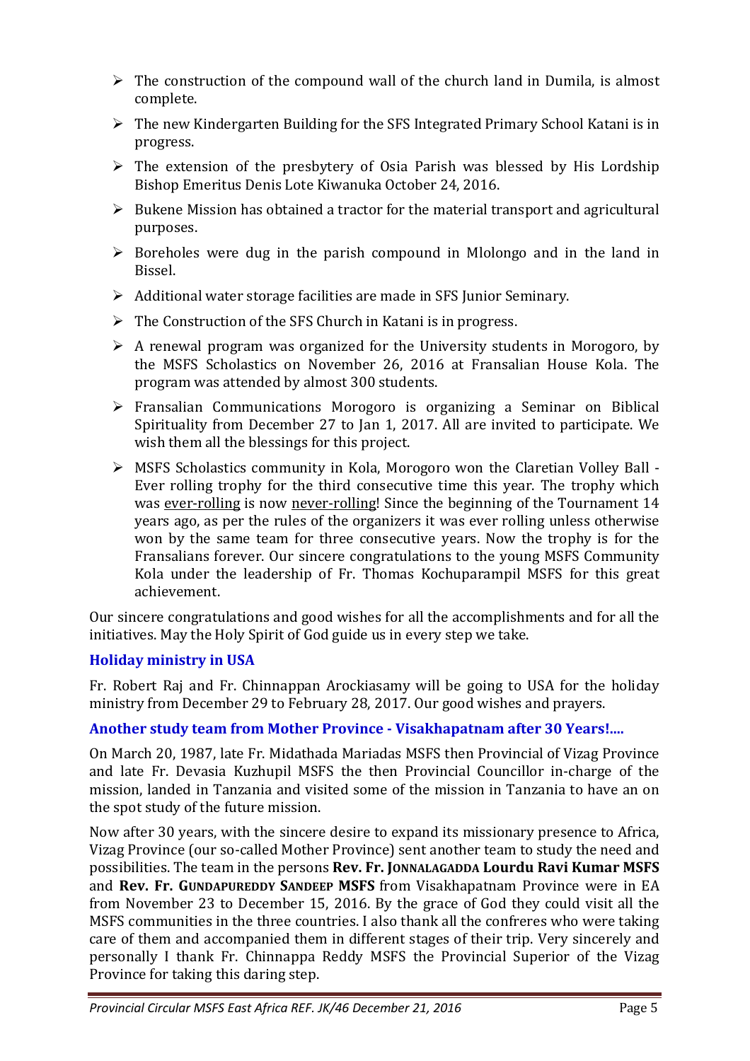- The construction of the compound wall of the church land in Dumila, is almost complete.
- The new Kindergarten Building for the SFS Integrated Primary School Katani is in progress.
- The extension of the presbytery of Osia Parish was blessed by His Lordship Bishop Emeritus Denis Lote Kiwanuka October 24, 2016.
- Bukene Mission has obtained a tractor for the material transport and agricultural purposes.
- Boreholes were dug in the parish compound in Mlolongo and in the land in Bissel.
- Additional water storage facilities are made in SFS Junior Seminary.
- The Construction of the SFS Church in Katani is in progress.
- A renewal program was organized for the University students in Morogoro, by the MSFS Scholastics on November 26, 2016 at Fransalian House Kola. The program was attended by almost 300 students.
- Fransalian Communications Morogoro is organizing a Seminar on Biblical Spirituality from December 27 to Jan 1, 2017. All are invited to participate. We wish them all the blessings for this project.
- MSFS Scholastics community in Kola, Morogoro won the Claretian Volley Ball - Ever rolling trophy for the third consecutive time this year. The trophy which was <u>ever-rolling</u> is now <u>never-rolling</u>! Since the beginning of the Tournament 14 years ago, as per the rules of the organizers it was ever rolling unless otherwise won by the same team for three consecutive years. Now the trophy is for the Fransalians forever. Our sincere congratulations to the young MSFS Community Kola under the leadership of Fr. Thomas Kochuparampil MSFS for this great achievement.

Our sincere congratulations and good wishes for all the accomplishments and for all the initiatives. May the Holy Spirit of God guide us in every step we take.

### Holiday ministry in USA

Fr. Robert Raj and Fr. Chinnappan Arockiasamy will be going to USA for the holiday ministry from December 29 to February 28, 2017. Our good wishes and prayers.

### Another study team from Mother Province - Visakhapatnam after 30 Years!....

On March 20, 1987, late Fr. Midathada Mariadas MSFS then Provincial of Vizag Province and late Fr. Devasia Kuzhupil MSFS the then Provincial Councillor in-charge of the mission, landed in Tanzania and visited some of the mission in Tanzania to have an on the spot study of the future mission.

Now after 30 years, with the sincere desire to expand its missionary presence to Africa, Vizag Province (our so-called Mother Province) sent another team to study the need and possibilities. The team in the persons **Rev. Fr. JONNALAGADDA Lourdu Ravi Kumar MSFS** and **Rev. Fr. GUNDAPUREDDY SANDEEP MSFS** from Visakhapatnam Province were in EA from November 23 to December 15, 2016. By the grace of God they could visit all the MSFS communities in the three countries. I also thank all the confreres who were taking care of them and accompanied them in different stages of their trip. Very sincerely and personally I thank Fr. Chinnappa Reddy MSFS the Provincial Superior of the Vizag Province for taking this daring step.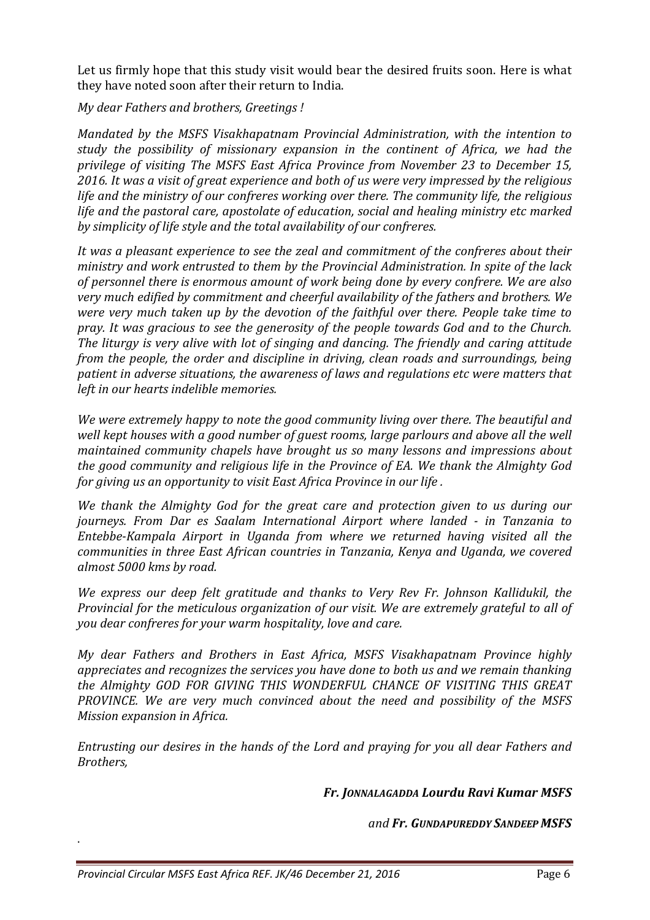Let us firmly hope that this study visit would bear the desired fruits soon. Here is what they have noted soon after their return to India.

*My dear Fathers and brothers, Greetings !*

*Mandated by the MSFS Visakhapatnam Provincial Administration, with the intention to study the possibility of missionary expansion in the continent of Africa, we had the privilege of visiting The MSFS East Africa Province from November 23 to December 15, 2016. It was a visit of great experience and both of us were very impressed by the religious life and the ministry of our confreres working over there. The community life, the religious life and the pastoral care, apostolate of education, social and healing ministry etc marked by simplicity of life style and the total availability of our confreres.*

*It was a pleasant experience to see the zeal and commitment of the confreres about their ministry and work entrusted to them by the Provincial Administration. In spite of the lack of personnel there is enormous amount of work being done by every confrere. We are also very much edified by commitment and cheerful availability of the fathers and brothers. We were very much taken up by the devotion of the faithful over there. People take time to pray. It was gracious to see the generosity of the people towards God and to the Church. The liturgy is very alive with lot of singing and dancing. The friendly and caring attitude from the people, the order and discipline in driving, clean roads and surroundings, being patient in adverse situations, the awareness of laws and regulations etc were matters that left in our hearts indelible memories.*

*We were extremely happy to note the good community living over there. The beautiful and well kept houses with a good number of guest rooms, large parlours and above all the well maintained community chapels have brought us so many lessons and impressions about the good community and religious life in the Province of EA. We thank the Almighty God for giving us an opportunity to visit East Africa Province in our life .*

*We thank the Almighty God for the great care and protection given to us during our journeys. From Dar es Saalam International Airport where landed - in Tanzania to Entebbe-Kampala Airport in Uganda from where we returned having visited all the communities in three East African countries in Tanzania, Kenya and Uganda, we covered almost 5000 kms by road.*

*We express our deep felt gratitude and thanks to Very Rev Fr. Johnson Kallidukil, the Provincial for the meticulous organization of our visit. We are extremely grateful to all of you dear confreres for your warm hospitality, love and care.*

*My dear Fathers and Brothers in East Africa, MSFS Visakhapatnam Province highly appreciates and recognizes the services you have done to both us and we remain thanking the Almighty GOD FOR GIVING THIS WONDERFUL CHANCE OF VISITING THIS GREAT PROVINCE. We are very much convinced about the need and possibility of the MSFS Mission expansion in Africa.*

*Entrusting our desires in the hands of the Lord and praying for you all dear Fathers and Brothers,*

***Fr. JONNALAGADDA Lourdu Ravi Kumar MSFS***

*and **Fr. GUNDAPUREDDY SANDEEP MSFS***

.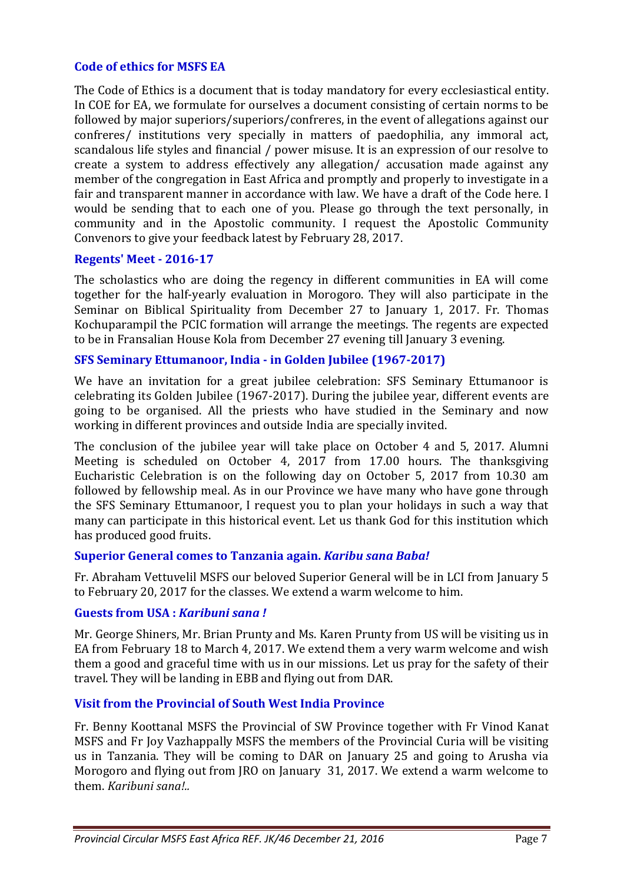### Code of ethics for MSFS EA

The Code of Ethics is a document that is today mandatory for every ecclesiastical entity. In COE for EA, we formulate for ourselves a document consisting of certain norms to be followed by major superiors/superiors/confreres, in the event of allegations against our confreres/ institutions very specially in matters of paedophilia, any immoral act, scandalous life styles and financial / power misuse. It is an expression of our resolve to create a system to address effectively any allegation/ accusation made against any member of the congregation in East Africa and promptly and properly to investigate in a fair and transparent manner in accordance with law. We have a draft of the Code here. I would be sending that to each one of you. Please go through the text personally, in community and in the Apostolic community. I request the Apostolic Community Convenors to give your feedback latest by February 28, 2017.

### Regents' Meet - 2016-17

The scholastics who are doing the regency in different communities in EA will come together for the half-yearly evaluation in Morogoro. They will also participate in the Seminar on Biblical Spirituality from December 27 to January 1, 2017. Fr. Thomas Kochuparampil the PCIC formation will arrange the meetings. The regents are expected to be in Fransalian House Kola from December 27 evening till January 3 evening.

### SFS Seminary Ettumanoor, India - in Golden Jubilee (1967-2017)

We have an invitation for a great jubilee celebration: SFS Seminary Ettumanoor is celebrating its Golden Jubilee (1967-2017). During the jubilee year, different events are going to be organised. All the priests who have studied in the Seminary and now working in different provinces and outside India are specially invited.

The conclusion of the jubilee year will take place on October 4 and 5, 2017. Alumni Meeting is scheduled on October 4, 2017 from 17.00 hours. The thanksgiving Eucharistic Celebration is on the following day on October 5, 2017 from 10.30 am followed by fellowship meal. As in our Province we have many who have gone through the SFS Seminary Ettumanoor, I request you to plan your holidays in such a way that many can participate in this historical event. Let us thank God for this institution which has produced good fruits.

### Superior General comes to Tanzania again. *Karibu sana Baba!*

Fr. Abraham Vettuvelil MSFS our beloved Superior General will be in LCI from January 5 to February 20, 2017 for the classes. We extend a warm welcome to him.

### Guests from USA : *Karibuni sana !*

Mr. George Shiners, Mr. Brian Prunty and Ms. Karen Prunty from US will be visiting us in EA from February 18 to March 4, 2017. We extend them a very warm welcome and wish them a good and graceful time with us in our missions. Let us pray for the safety of their travel. They will be landing in EBB and flying out from DAR.

### Visit from the Provincial of South West India Province

Fr. Benny Koottanal MSFS the Provincial of SW Province together with Fr Vinod Kanat MSFS and Fr Joy Vazhappally MSFS the members of the Provincial Curia will be visiting us in Tanzania. They will be coming to DAR on January 25 and going to Arusha via Morogoro and flying out from JRO on January 31, 2017. We extend a warm welcome to them. *Karibuni sana!..*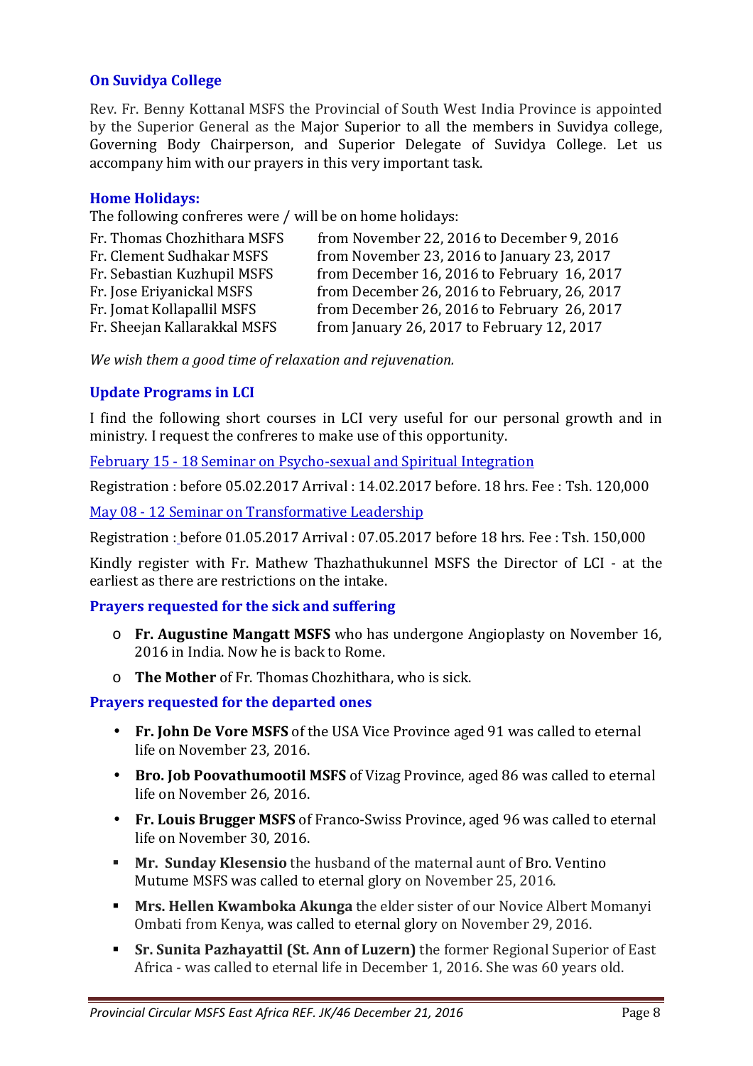### On Suvidya College

Rev. Fr. Benny Kottanal MSFS the Provincial of South West India Province is appointed by the Superior General as the Major Superior to all the members in Suvidya college, Governing Body Chairperson, and Superior Delegate of Suvidya College. Let us accompany him with our prayers in this very important task.

### Home Holidays:

The following confreres were / will be on home holidays:

| | |
|---|---|
| Fr. Thomas Chozhithara MSFS | from November 22, 2016 to December 9, 2016 |
| Fr. Clement Sudhakar MSFS | from November 23, 2016 to January 23, 2017 |
| Fr. Sebastian Kuzhupil MSFS | from December 16, 2016 to February 16, 2017 |
| Fr. Jose Eriyanickal MSFS | from December 26, 2016 to February, 26, 2017 |
| Fr. Jomat Kollapallil MSFS | from December 26, 2016 to February 26, 2017 |
| Fr. Sheejan Kallarakkal MSFS | from January 26, 2017 to February 12, 2017 |

*We wish them a good time of relaxation and rejuvenation.*

### Update Programs in LCI

I find the following short courses in LCI very useful for our personal growth and in ministry. I request the confreres to make use of this opportunity.

February 15 - 18 Seminar on Psycho-sexual and Spiritual Integration

Registration : before 05.02.2017 Arrival : 14.02.2017 before. 18 hrs. Fee : Tsh. 120,000

May 08 - 12 Seminar on Transformative Leadership

Registration : before 01.05.2017 Arrival : 07.05.2017 before 18 hrs. Fee : Tsh. 150,000

Kindly register with Fr. Mathew Thazhathukunnel MSFS the Director of LCI - at the earliest as there are restrictions on the intake.

### Prayers requested for the sick and suffering

- **Fr. Augustine Mangatt MSFS** who has undergone Angioplasty on November 16, 2016 in India. Now he is back to Rome.
- **The Mother** of Fr. Thomas Chozhithara, who is sick.

### Prayers requested for the departed ones

- **Fr. John De Vore MSFS** of the USA Vice Province aged 91 was called to eternal life on November 23, 2016.
- **Bro. Job Poovathumootil MSFS** of Vizag Province, aged 86 was called to eternal life on November 26, 2016.
- **Fr. Louis Brugger MSFS** of Franco-Swiss Province, aged 96 was called to eternal life on November 30, 2016.
- **Mr. Sunday Klesensio** the husband of the maternal aunt of Bro. Ventino Mutume MSFS was called to eternal glory on November 25, 2016.
- **Mrs. Hellen Kwamboka Akunga** the elder sister of our Novice Albert Momanyi Ombati from Kenya, was called to eternal glory on November 29, 2016.
- **Sr. Sunita Pazhayattil (St. Ann of Luzern)** the former Regional Superior of East Africa - was called to eternal life in December 1, 2016. She was 60 years old.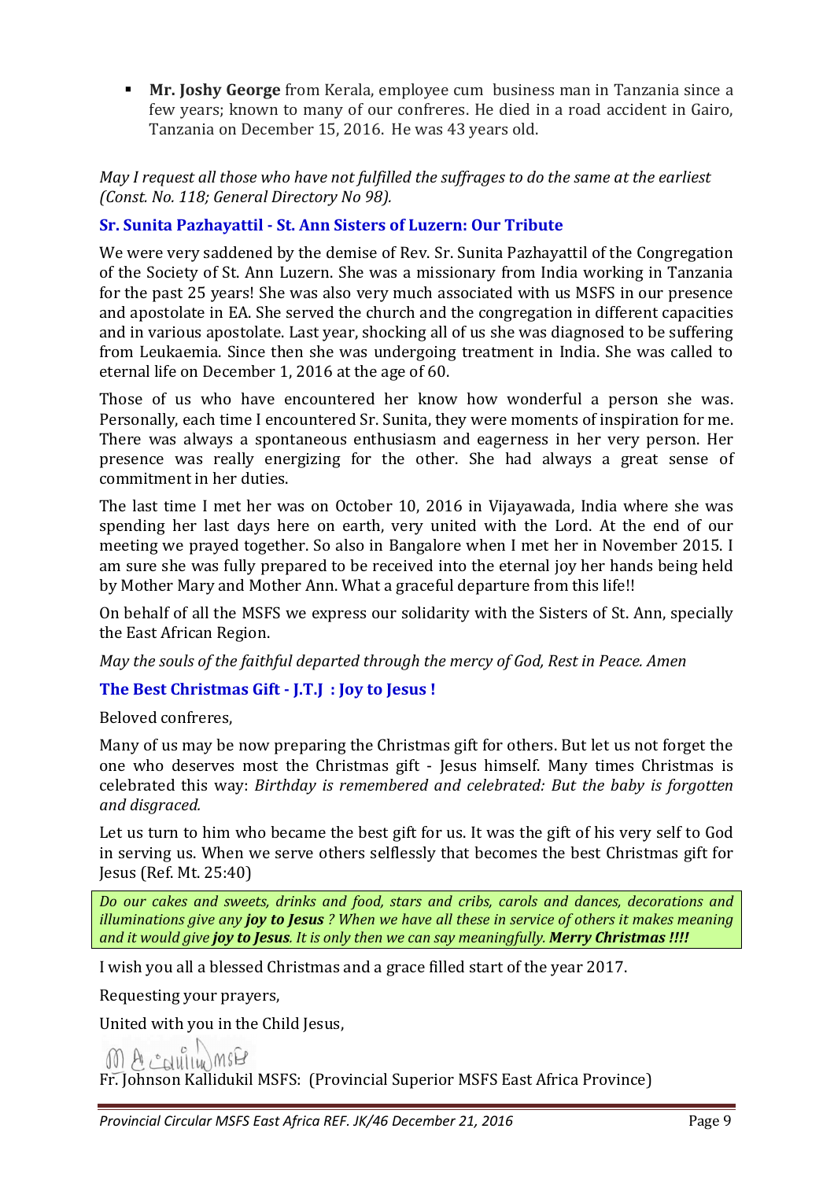- **Mr. Joshy George** from Kerala, employee cum business man in Tanzania since a few years; known to many of our confreres. He died in a road accident in Gairo, Tanzania on December 15, 2016. He was 43 years old.

*May I request all those who have not fulfilled the suffrages to do the same at the earliest (Const. No. 118; General Directory No 98).*

### Sr. Sunita Pazhayattil - St. Ann Sisters of Luzern: Our Tribute

We were very saddened by the demise of Rev. Sr. Sunita Pazhayattil of the Congregation of the Society of St. Ann Luzern. She was a missionary from India working in Tanzania for the past 25 years! She was also very much associated with us MSFS in our presence and apostolate in EA. She served the church and the congregation in different capacities and in various apostolate. Last year, shocking all of us she was diagnosed to be suffering from Leukaemia. Since then she was undergoing treatment in India. She was called to eternal life on December 1, 2016 at the age of 60.

Those of us who have encountered her know how wonderful a person she was. Personally, each time I encountered Sr. Sunita, they were moments of inspiration for me. There was always a spontaneous enthusiasm and eagerness in her very person. Her presence was really energizing for the other. She had always a great sense of commitment in her duties.

The last time I met her was on October 10, 2016 in Vijayawada, India where she was spending her last days here on earth, very united with the Lord. At the end of our meeting we prayed together. So also in Bangalore when I met her in November 2015. I am sure she was fully prepared to be received into the eternal joy her hands being held by Mother Mary and Mother Ann. What a graceful departure from this life!!

On behalf of all the MSFS we express our solidarity with the Sisters of St. Ann, specially the East African Region.

*May the souls of the faithful departed through the mercy of God, Rest in Peace. Amen*

### The Best Christmas Gift - J.T.J : Joy to Jesus !

Beloved confreres,

Many of us may be now preparing the Christmas gift for others. But let us not forget the one who deserves most the Christmas gift - Jesus himself. Many times Christmas is celebrated this way: *Birthday is remembered and celebrated: But the baby is forgotten and disgraced.*

Let us turn to him who became the best gift for us. It was the gift of his very self to God in serving us. When we serve others selflessly that becomes the best Christmas gift for Jesus (Ref. Mt. 25:40)

*Do our cakes and sweets, drinks and food, stars and cribs, carols and dances, decorations and illuminations give any **joy to Jesus** ? When we have all these in service of others it makes meaning and it would give **joy to Jesus**. It is only then we can say meaningfully. **Merry Christmas !!!!***

I wish you all a blessed Christmas and a grace filled start of the year 2017.

Requesting your prayers,

United with you in the Child Jesus,

Fr. Johnson Kallidukil MSFS: (Provincial Superior MSFS East Africa Province)